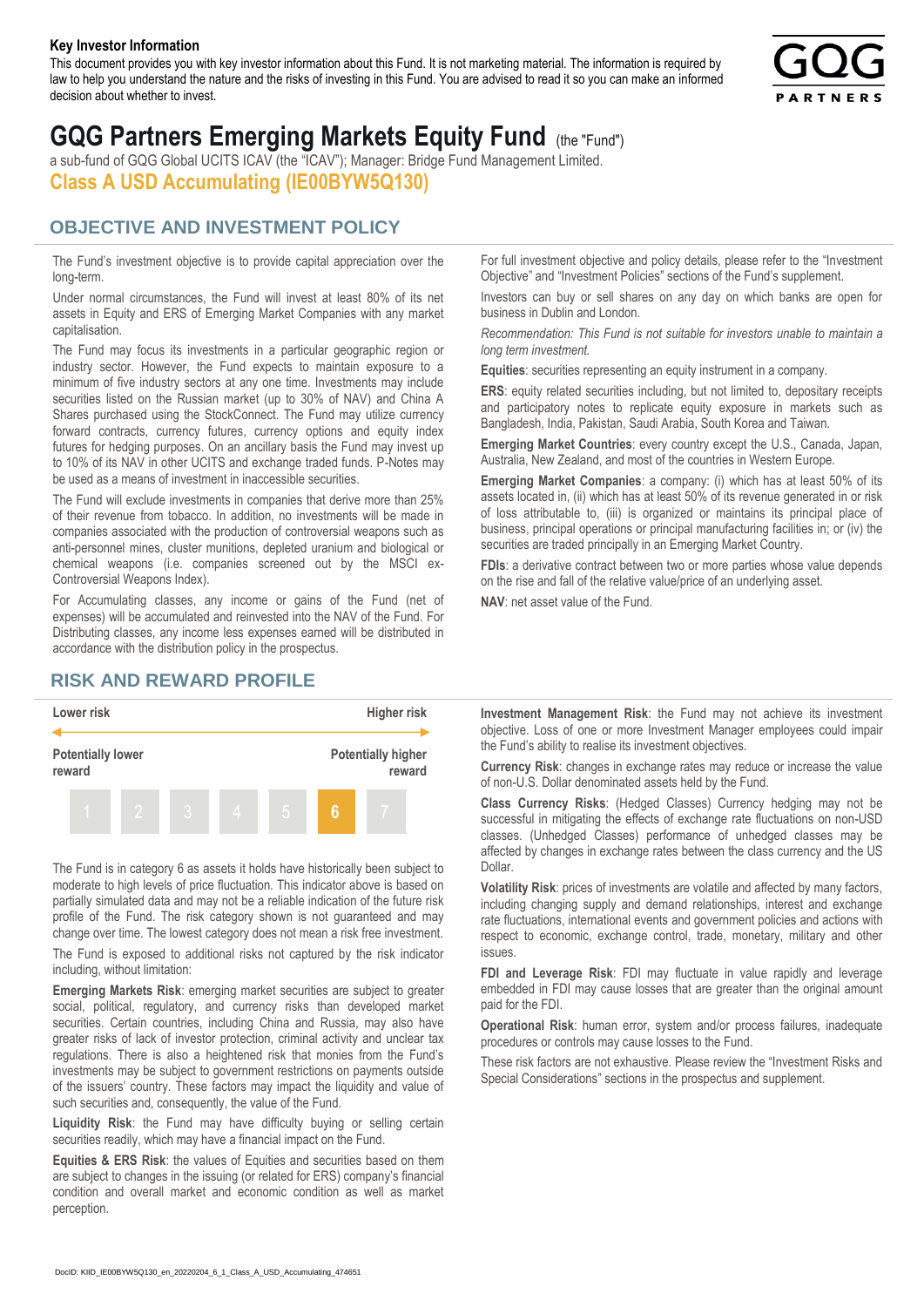**Key Investor Information**

This document provides you with key investor information about this Fund. It is not marketing material. The information is required by law to help you understand the nature and the risks of investing in this Fund. You are advised to read it so you can make an informed decision about whether to invest.

# GQG Partners Emerging Markets Equity Fund (the "Fund")

a sub-fund of GQG Global UCITS ICAV (the "ICAV"); Manager: Bridge Fund Management Limited.

**Class A USD Accumulating (IE00BYW5Q130)**

## OBJECTIVE AND INVESTMENT POLICY

The Fund's investment objective is to provide capital appreciation over the long-term.

Under normal circumstances, the Fund will invest at least 80% of its net assets in Equity and ERS of Emerging Market Companies with any market capitalisation.

The Fund may focus its investments in a particular geographic region or industry sector. However, the Fund expects to maintain exposure to a minimum of five industry sectors at any one time. Investments may include securities listed on the Russian market (up to 30% of NAV) and China A Shares purchased using the StockConnect. The Fund may utilize currency forward contracts, currency futures, currency options and equity index futures for hedging purposes. On an ancillary basis the Fund may invest up to 10% of its NAV in other UCITS and exchange traded funds. P-Notes may be used as a means of investment in inaccessible securities.

The Fund will exclude investments in companies that derive more than 25% of their revenue from tobacco. In addition, no investments will be made in companies associated with the production of controversial weapons such as anti-personnel mines, cluster munitions, depleted uranium and biological or chemical weapons (i.e. companies screened out by the MSCI ex-Controversial Weapons Index).

For Accumulating classes, any income or gains of the Fund (net of expenses) will be accumulated and reinvested into the NAV of the Fund. For Distributing classes, any income less expenses earned will be distributed in accordance with the distribution policy in the prospectus.

For full investment objective and policy details, please refer to the "Investment Objective" and "Investment Policies" sections of the Fund's supplement.

Investors can buy or sell shares on any day on which banks are open for business in Dublin and London.

*Recommendation: This Fund is not suitable for investors unable to maintain a long term investment.*

**Equities**: securities representing an equity instrument in a company.

**ERS**: equity related securities including, but not limited to, depositary receipts and participatory notes to replicate equity exposure in markets such as Bangladesh, India, Pakistan, Saudi Arabia, South Korea and Taiwan.

**Emerging Market Countries**: every country except the U.S., Canada, Japan, Australia, New Zealand, and most of the countries in Western Europe.

**Emerging Market Companies**: a company: (i) which has at least 50% of its assets located in, (ii) which has at least 50% of its revenue generated in or risk of loss attributable to, (iii) is organized or maintains its principal place of business, principal operations or principal manufacturing facilities in; or (iv) the securities are traded principally in an Emerging Market Country.

**FDIs**: a derivative contract between two or more parties whose value depends on the rise and fall of the relative value/price of an underlying asset.

**NAV**: net asset value of the Fund.

## RISK AND REWARD PROFILE

| Lower risk | | | | | | Higher risk |
|---|---|---|---|---|---|---|
| Potentially lower reward | | | | | | Potentially higher reward |
| 1 | 2 | 3 | 4 | 5 | **6** | 7 |

The Fund is in category 6 as assets it holds have historically been subject to moderate to high levels of price fluctuation. This indicator above is based on partially simulated data and may not be a reliable indication of the future risk profile of the Fund. The risk category shown is not guaranteed and may change over time. The lowest category does not mean a risk free investment.

The Fund is exposed to additional risks not captured by the risk indicator including, without limitation:

**Emerging Markets Risk**: emerging market securities are subject to greater social, political, regulatory, and currency risks than developed market securities. Certain countries, including China and Russia, may also have greater risks of lack of investor protection, criminal activity and unclear tax regulations. There is also a heightened risk that monies from the Fund's investments may be subject to government restrictions on payments outside of the issuers' country. These factors may impact the liquidity and value of such securities and, consequently, the value of the Fund.

**Liquidity Risk**: the Fund may have difficulty buying or selling certain securities readily, which may have a financial impact on the Fund.

**Equities & ERS Risk**: the values of Equities and securities based on them are subject to changes in the issuing (or related for ERS) company's financial condition and overall market and economic condition as well as market perception.

**Investment Management Risk**: the Fund may not achieve its investment objective. Loss of one or more Investment Manager employees could impair the Fund's ability to realise its investment objectives.

**Currency Risk**: changes in exchange rates may reduce or increase the value of non-U.S. Dollar denominated assets held by the Fund.

**Class Currency Risks**: (Hedged Classes) Currency hedging may not be successful in mitigating the effects of exchange rate fluctuations on non-USD classes. (Unhedged Classes) performance of unhedged classes may be affected by changes in exchange rates between the class currency and the US Dollar.

**Volatility Risk**: prices of investments are volatile and affected by many factors, including changing supply and demand relationships, interest and exchange rate fluctuations, international events and government policies and actions with respect to economic, exchange control, trade, monetary, military and other issues.

**FDI and Leverage Risk**: FDI may fluctuate in value rapidly and leverage embedded in FDI may cause losses that are greater than the original amount paid for the FDI.

**Operational Risk**: human error, system and/or process failures, inadequate procedures or controls may cause losses to the Fund.

These risk factors are not exhaustive. Please review the "Investment Risks and Special Considerations" sections in the prospectus and supplement.

DocID: KIID_IE00BYW5Q130_en_20220204_6_1_Class_A_USD_Accumulating_474651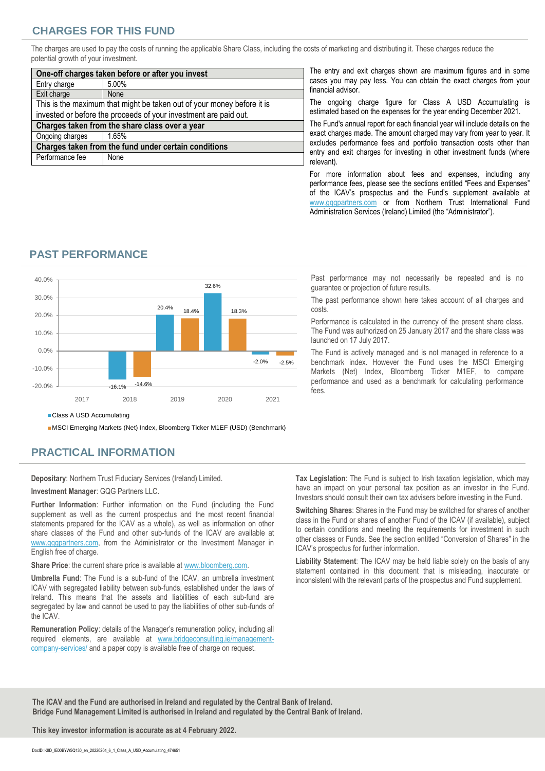## CHARGES FOR THIS FUND

The charges are used to pay the costs of running the applicable Share Class, including the costs of marketing and distributing it. These charges reduce the potential growth of your investment.

| One-off charges taken before or after you invest | |
|---|---|
| Entry charge | 5.00% |
| Exit charge | None |
| This is the maximum that might be taken out of your money before it is invested or before the proceeds of your investment are paid out. | |
| **Charges taken from the share class over a year** | |
| Ongoing charges | 1.65% |
| **Charges taken from the fund under certain conditions** | |
| Performance fee | None |

The entry and exit charges shown are maximum figures and in some cases you may pay less. You can obtain the exact charges from your financial advisor.

The ongoing charge figure for Class A USD Accumulating is estimated based on the expenses for the year ending December 2021.

The Fund's annual report for each financial year will include details on the exact charges made. The amount charged may vary from year to year. It excludes performance fees and portfolio transaction costs other than entry and exit charges for investing in other investment funds (where relevant).

For more information about fees and expenses, including any performance fees, please see the sections entitled "Fees and Expenses" of the ICAV's prospectus and the Fund's supplement available at www.gqgpartners.com or from Northern Trust International Fund Administration Services (Ireland) Limited (the "Administrator").

## PAST PERFORMANCE

40.0%
30.0%
20.0%
10.0%
0.0%
-10.0%
-20.0%

2017
2018: -16.1% -14.6%
2019: 20.4% 18.4%
2020: 32.6% 18.3%
2021: -2.0% -2.5%

Class A USD Accumulating

MSCI Emerging Markets (Net) Index, Bloomberg Ticker M1EF (USD) (Benchmark)

Past performance may not necessarily be repeated and is no guarantee or projection of future results.

The past performance shown here takes account of all charges and costs.

Performance is calculated in the currency of the present share class. The Fund was authorized on 25 January 2017 and the share class was launched on 17 July 2017.

The Fund is actively managed and is not managed in reference to a benchmark index. However the Fund uses the MSCI Emerging Markets (Net) Index, Bloomberg Ticker M1EF, to compare performance and used as a benchmark for calculating performance fees.

## PRACTICAL INFORMATION

**Depositary**: Northern Trust Fiduciary Services (Ireland) Limited.

**Investment Manager**: GQG Partners LLC.

**Further Information**: Further information on the Fund (including the Fund supplement as well as the current prospectus and the most recent financial statements prepared for the ICAV as a whole), as well as information on other share classes of the Fund and other sub-funds of the ICAV are available at www.gqgpartners.com, from the Administrator or the Investment Manager in English free of charge.

**Share Price**: the current share price is available at www.bloomberg.com.

**Umbrella Fund**: The Fund is a sub-fund of the ICAV, an umbrella investment ICAV with segregated liability between sub-funds, established under the laws of Ireland. This means that the assets and liabilities of each sub-fund are segregated by law and cannot be used to pay the liabilities of other sub-funds of the ICAV.

**Remuneration Policy**: details of the Manager's remuneration policy, including all required elements, are available at www.bridgeconsulting.ie/management-company-services/ and a paper copy is available free of charge on request.

**Tax Legislation**: The Fund is subject to Irish taxation legislation, which may have an impact on your personal tax position as an investor in the Fund. Investors should consult their own tax advisers before investing in the Fund.

**Switching Shares**: Shares in the Fund may be switched for shares of another class in the Fund or shares of another Fund of the ICAV (if available), subject to certain conditions and meeting the requirements for investment in such other classes or Funds. See the section entitled "Conversion of Shares" in the ICAV's prospectus for further information.

**Liability Statement**: The ICAV may be held liable solely on the basis of any statement contained in this document that is misleading, inaccurate or inconsistent with the relevant parts of the prospectus and Fund supplement.

**The ICAV and the Fund are authorised in Ireland and regulated by the Central Bank of Ireland.**
**Bridge Fund Management Limited is authorised in Ireland and regulated by the Central Bank of Ireland.**

**This key investor information is accurate as at 4 February 2022.**

DocID: KIID_IE00BYW5Q130_en_20220204_6_1_Class_A_USD_Accumulating_474651